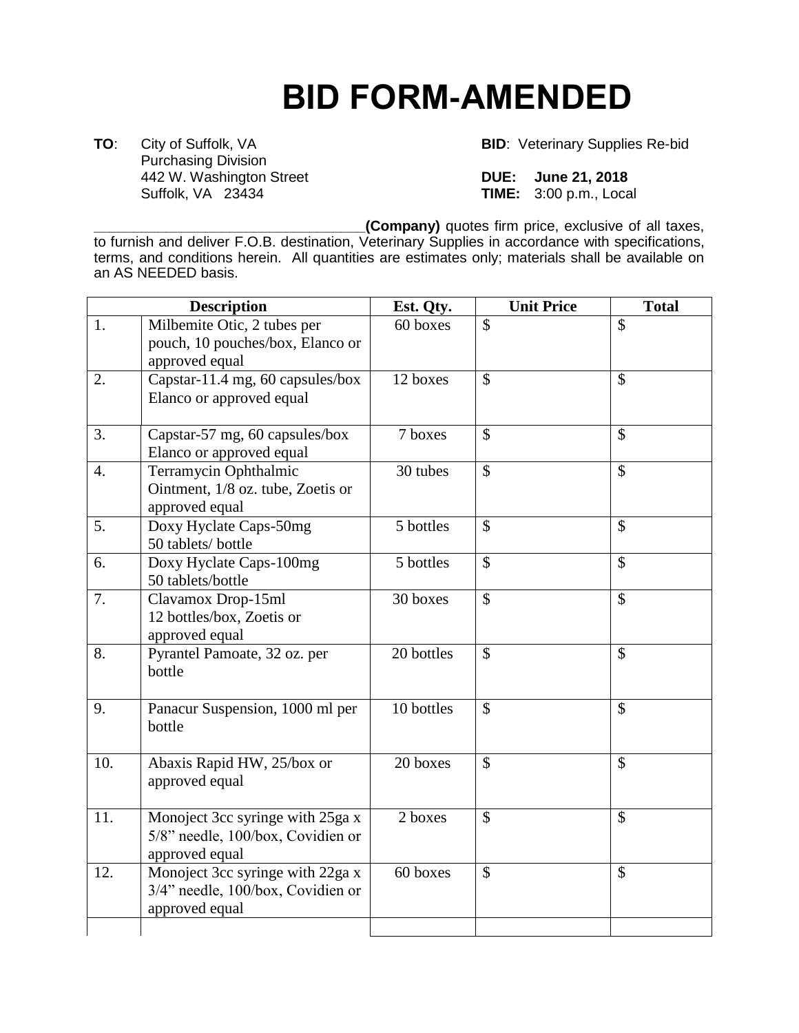# BID FORM-AMENDED

**TO**: City of Suffolk, VA
Purchasing Division
442 W. Washington Street
Suffolk, VA 23434

**BID**: Veterinary Supplies Re-bid

**DUE: June 21, 2018**
**TIME:** 3:00 p.m., Local

\_\_\_\_\_\_\_\_\_\_\_\_\_\_\_\_\_\_\_\_\_\_\_\_\_\_\_\_\_\_\_\_\_\_\_\_**(Company)** quotes firm price, exclusive of all taxes, to furnish and deliver F.O.B. destination, Veterinary Supplies in accordance with specifications, terms, and conditions herein. All quantities are estimates only; materials shall be available on an AS NEEDED basis.

| Description | | Est. Qty. | Unit Price | Total |
|---|---|---|---|---|
| 1. | Milbemite Otic, 2 tubes per pouch, 10 pouches/box, Elanco or approved equal | 60 boxes | $ | $ |
| 2. | Capstar-11.4 mg, 60 capsules/box Elanco or approved equal | 12 boxes | $ | $ |
| 3. | Capstar-57 mg, 60 capsules/box Elanco or approved equal | 7 boxes | $ | $ |
| 4. | Terramycin Ophthalmic Ointment, 1/8 oz. tube, Zoetis or approved equal | 30 tubes | $ | $ |
| 5. | Doxy Hyclate Caps-50mg 50 tablets/ bottle | 5 bottles | $ | $ |
| 6. | Doxy Hyclate Caps-100mg 50 tablets/bottle | 5 bottles | $ | $ |
| 7. | Clavamox Drop-15ml 12 bottles/box, Zoetis or approved equal | 30 boxes | $ | $ |
| 8. | Pyrantel Pamoate, 32 oz. per bottle | 20 bottles | $ | $ |
| 9. | Panacur Suspension, 1000 ml per bottle | 10 bottles | $ | $ |
| 10. | Abaxis Rapid HW, 25/box or approved equal | 20 boxes | $ | $ |
| 11. | Monoject 3cc syringe with 25ga x 5/8" needle, 100/box, Covidien or approved equal | 2 boxes | $ | $ |
| 12. | Monoject 3cc syringe with 22ga x 3/4" needle, 100/box, Covidien or approved equal | 60 boxes | $ | $ |
| | | | | |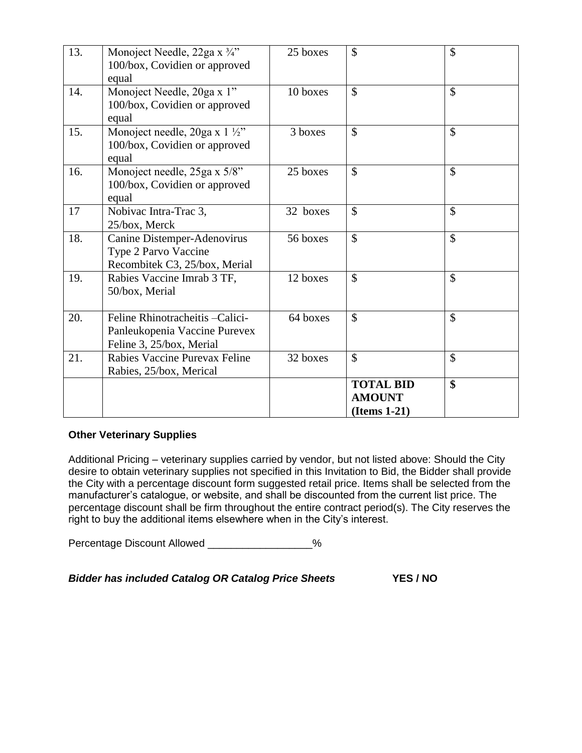| | | | | |
|---|---|---|---|---|
| 13. | Monoject Needle, 22ga x ¾" 100/box, Covidien or approved equal | 25 boxes | $ | $ |
| 14. | Monoject Needle, 20ga x 1" 100/box, Covidien or approved equal | 10 boxes | $ | $ |
| 15. | Monoject needle, 20ga x 1 ½" 100/box, Covidien or approved equal | 3 boxes | $ | $ |
| 16. | Monoject needle, 25ga x 5/8" 100/box, Covidien or approved equal | 25 boxes | $ | $ |
| 17 | Nobivac Intra-Trac 3, 25/box, Merck | 32 boxes | $ | $ |
| 18. | Canine Distemper-Adenovirus Type 2 Parvo Vaccine Recombitek C3, 25/box, Merial | 56 boxes | $ | $ |
| 19. | Rabies Vaccine Imrab 3 TF, 50/box, Merial | 12 boxes | $ | $ |
| 20. | Feline Rhinotracheitis –Calici-Panleukopenia Vaccine Purevex Feline 3, 25/box, Merial | 64 boxes | $ | $ |
| 21. | Rabies Vaccine Purevax Feline Rabies, 25/box, Merical | 32 boxes | $ | $ |
| | | | **TOTAL BID AMOUNT (Items 1-21)** | **$** |

**Other Veterinary Supplies**

Additional Pricing – veterinary supplies carried by vendor, but not listed above: Should the City desire to obtain veterinary supplies not specified in this Invitation to Bid, the Bidder shall provide the City with a percentage discount form suggested retail price. Items shall be selected from the manufacturer's catalogue, or website, and shall be discounted from the current list price. The percentage discount shall be firm throughout the entire contract period(s). The City reserves the right to buy the additional items elsewhere when in the City's interest.

Percentage Discount Allowed __________________%

***Bidder has included Catalog OR Catalog Price Sheets*** **YES / NO**